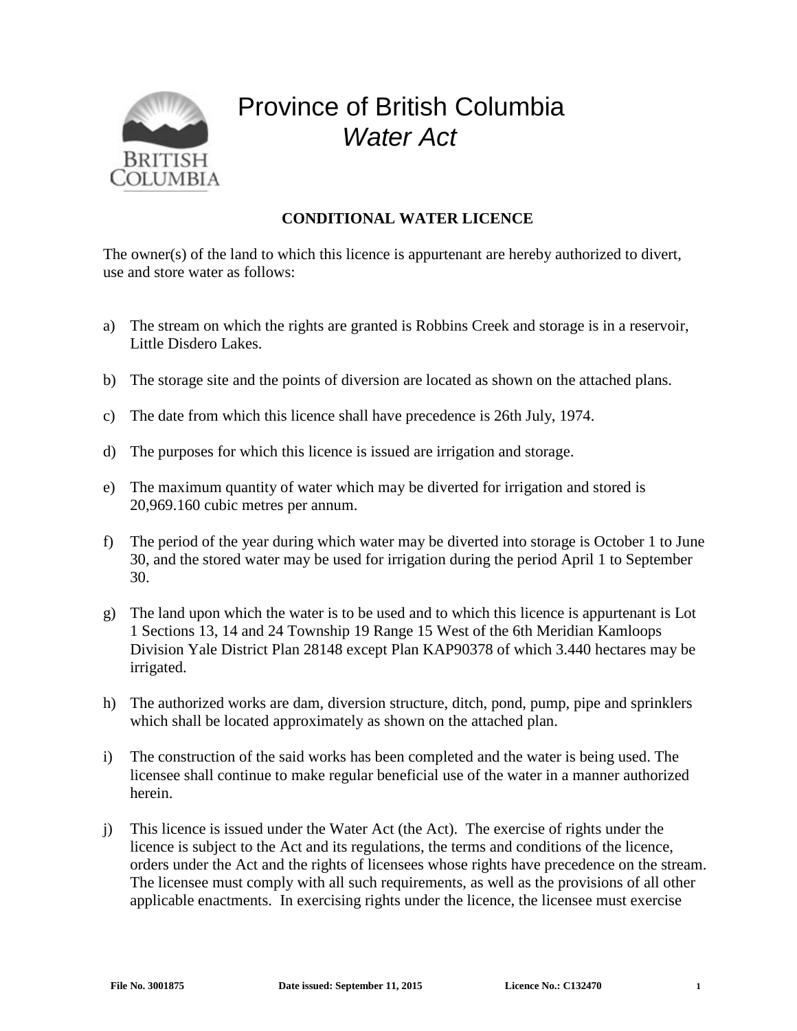# Province of British Columbia
## *Water Act*

**CONDITIONAL WATER LICENCE**

The owner(s) of the land to which this licence is appurtenant are hereby authorized to divert, use and store water as follows:

a) The stream on which the rights are granted is Robbins Creek and storage is in a reservoir, Little Disdero Lakes.

b) The storage site and the points of diversion are located as shown on the attached plans.

c) The date from which this licence shall have precedence is 26th July, 1974.

d) The purposes for which this licence is issued are irrigation and storage.

e) The maximum quantity of water which may be diverted for irrigation and stored is 20,969.160 cubic metres per annum.

f) The period of the year during which water may be diverted into storage is October 1 to June 30, and the stored water may be used for irrigation during the period April 1 to September 30.

g) The land upon which the water is to be used and to which this licence is appurtenant is Lot 1 Sections 13, 14 and 24 Township 19 Range 15 West of the 6th Meridian Kamloops Division Yale District Plan 28148 except Plan KAP90378 of which 3.440 hectares may be irrigated.

h) The authorized works are dam, diversion structure, ditch, pond, pump, pipe and sprinklers which shall be located approximately as shown on the attached plan.

i) The construction of the said works has been completed and the water is being used. The licensee shall continue to make regular beneficial use of the water in a manner authorized herein.

j) This licence is issued under the Water Act (the Act). The exercise of rights under the licence is subject to the Act and its regulations, the terms and conditions of the licence, orders under the Act and the rights of licensees whose rights have precedence on the stream. The licensee must comply with all such requirements, as well as the provisions of all other applicable enactments. In exercising rights under the licence, the licensee must exercise

**File No. 3001875** **Date issued: September 11, 2015** **Licence No.: C132470**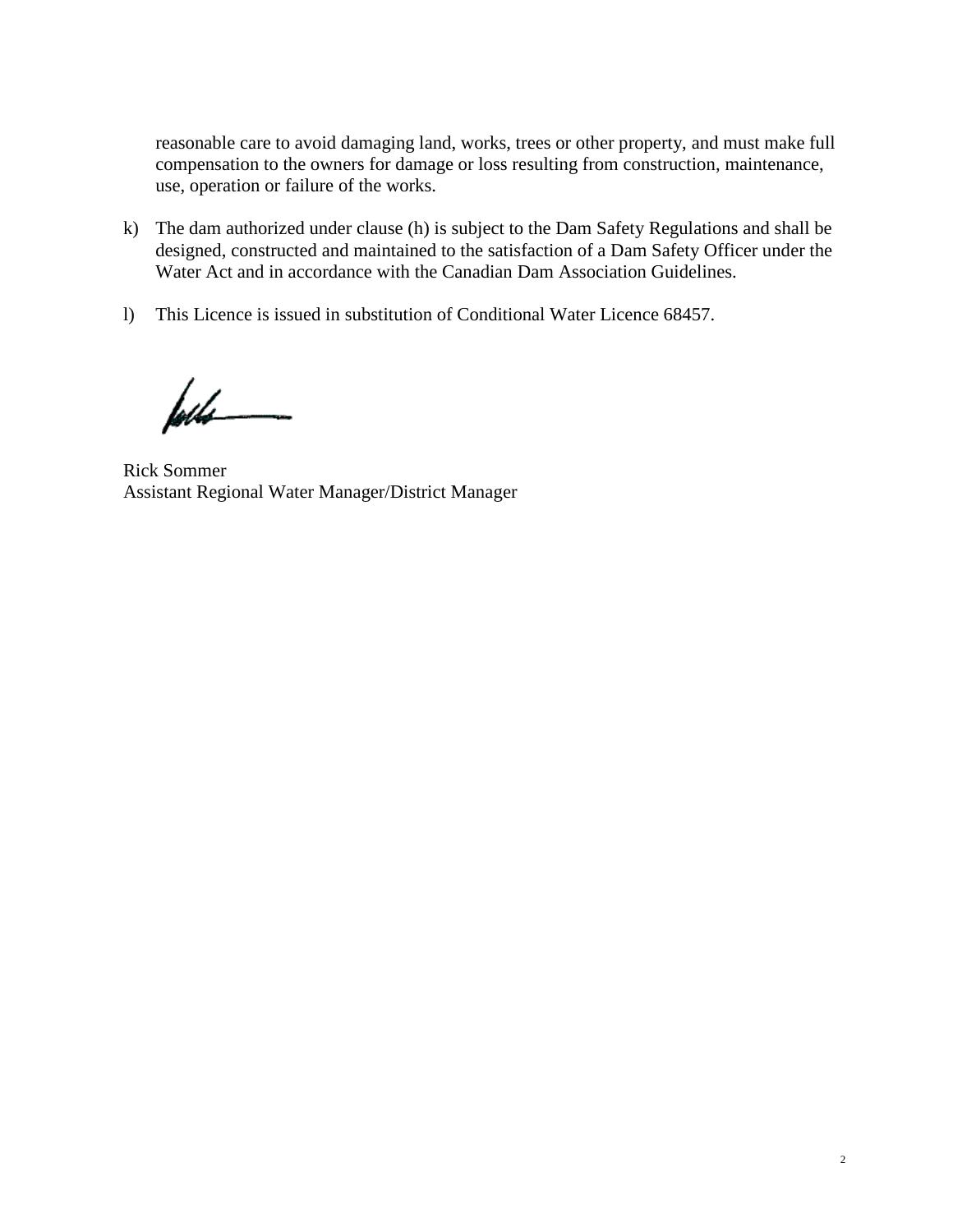reasonable care to avoid damaging land, works, trees or other property, and must make full compensation to the owners for damage or loss resulting from construction, maintenance, use, operation or failure of the works.

k) The dam authorized under clause (h) is subject to the Dam Safety Regulations and shall be designed, constructed and maintained to the satisfaction of a Dam Safety Officer under the Water Act and in accordance with the Canadian Dam Association Guidelines.

l) This Licence is issued in substitution of Conditional Water Licence 68457.

Rick Sommer
Assistant Regional Water Manager/District Manager